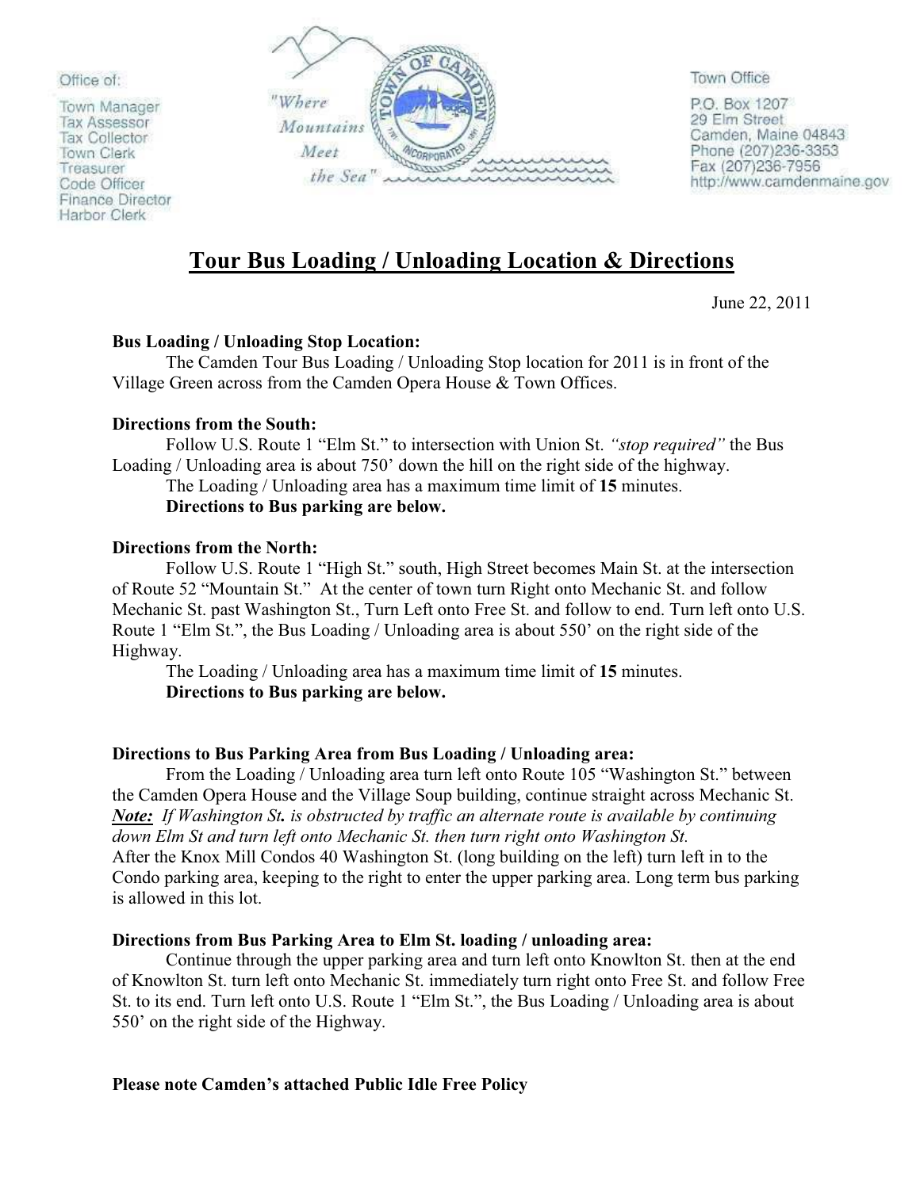Office of:

Town Manager
Tax Assessor
Tax Collector
Town Clerk
Treasurer
Code Officer
Finance Director
Harbor Clerk

"Where Mountains Meet the Sea"

Town Office

P.O. Box 1207
29 Elm Street
Camden, Maine 04843
Phone (207)236-3353
Fax (207)236-7956
http://www.camdenmaine.gov

# Tour Bus Loading / Unloading Location & Directions

June 22, 2011

**Bus Loading / Unloading Stop Location:**

The Camden Tour Bus Loading / Unloading Stop location for 2011 is in front of the Village Green across from the Camden Opera House & Town Offices.

**Directions from the South:**

Follow U.S. Route 1 "Elm St." to intersection with Union St. *"stop required"* the Bus Loading / Unloading area is about 750' down the hill on the right side of the highway.

The Loading / Unloading area has a maximum time limit of **15** minutes.

**Directions to Bus parking are below.**

**Directions from the North:**

Follow U.S. Route 1 "High St." south, High Street becomes Main St. at the intersection of Route 52 "Mountain St." At the center of town turn Right onto Mechanic St. and follow Mechanic St. past Washington St., Turn Left onto Free St. and follow to end. Turn left onto U.S. Route 1 "Elm St.", the Bus Loading / Unloading area is about 550' on the right side of the Highway.

The Loading / Unloading area has a maximum time limit of **15** minutes.

**Directions to Bus parking are below.**

**Directions to Bus Parking Area from Bus Loading / Unloading area:**

From the Loading / Unloading area turn left onto Route 105 "Washington St." between the Camden Opera House and the Village Soup building, continue straight across Mechanic St. ***Note:*** *If Washington St. is obstructed by traffic an alternate route is available by continuing down Elm St and turn left onto Mechanic St. then turn right onto Washington St.*
After the Knox Mill Condos 40 Washington St. (long building on the left) turn left in to the Condo parking area, keeping to the right to enter the upper parking area. Long term bus parking is allowed in this lot.

**Directions from Bus Parking Area to Elm St. loading / unloading area:**

Continue through the upper parking area and turn left onto Knowlton St. then at the end of Knowlton St. turn left onto Mechanic St. immediately turn right onto Free St. and follow Free St. to its end. Turn left onto U.S. Route 1 "Elm St.", the Bus Loading / Unloading area is about 550' on the right side of the Highway.

**Please note Camden's attached Public Idle Free Policy**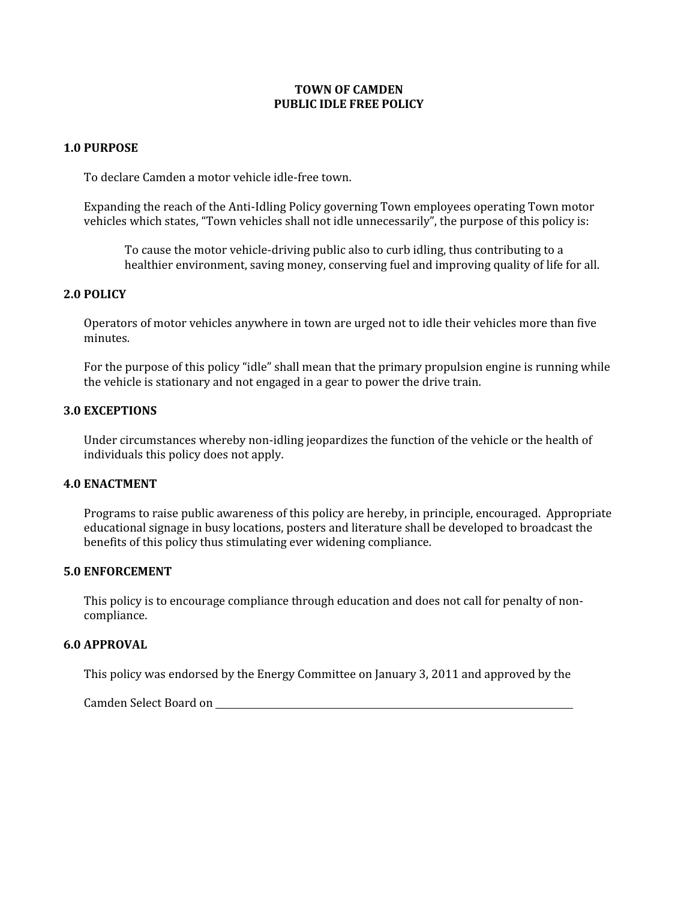# TOWN OF CAMDEN
# PUBLIC IDLE FREE POLICY

## 1.0 PURPOSE

To declare Camden a motor vehicle idle-free town.

Expanding the reach of the Anti-Idling Policy governing Town employees operating Town motor vehicles which states, "Town vehicles shall not idle unnecessarily", the purpose of this policy is:

> To cause the motor vehicle-driving public also to curb idling, thus contributing to a healthier environment, saving money, conserving fuel and improving quality of life for all.

## 2.0 POLICY

Operators of motor vehicles anywhere in town are urged not to idle their vehicles more than five minutes.

For the purpose of this policy "idle" shall mean that the primary propulsion engine is running while the vehicle is stationary and not engaged in a gear to power the drive train.

## 3.0 EXCEPTIONS

Under circumstances whereby non-idling jeopardizes the function of the vehicle or the health of individuals this policy does not apply.

## 4.0 ENACTMENT

Programs to raise public awareness of this policy are hereby, in principle, encouraged. Appropriate educational signage in busy locations, posters and literature shall be developed to broadcast the benefits of this policy thus stimulating ever widening compliance.

## 5.0 ENFORCEMENT

This policy is to encourage compliance through education and does not call for penalty of non-compliance.

## 6.0 APPROVAL

This policy was endorsed by the Energy Committee on January 3, 2011 and approved by the

Camden Select Board on ______________________________________________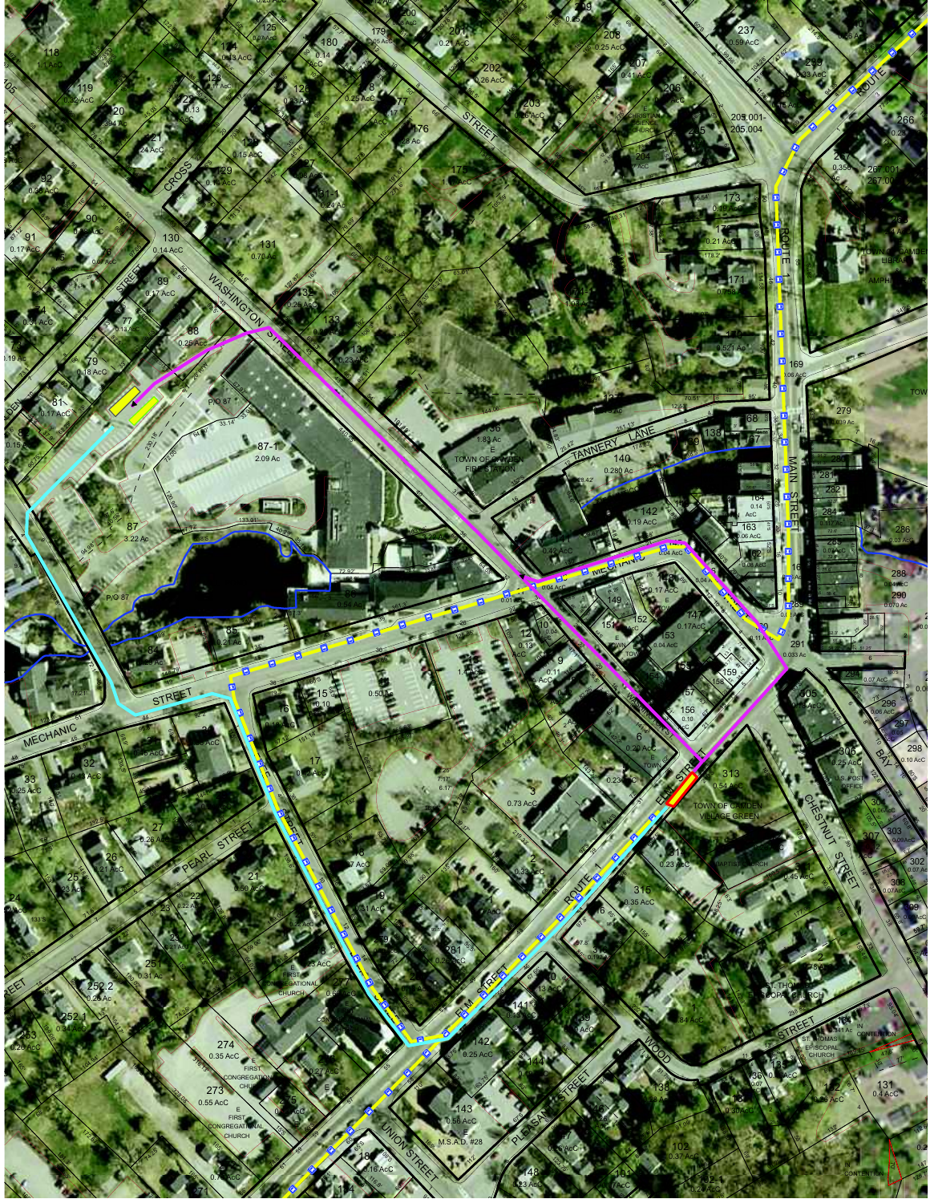WASHINGTON STREET

CROSS STREET

TANNERY LANE

MAIN STREET

ROUTE 1

MECHANIC STREET

PEARL STREET

ELM STREET

CHESTNUT STREET

BAY VIEW STREET

WOOD STREET

PLEASANT STREET

UNION STREET

TOWN OF CAMDEN FIRE STATION

TOWN OF CAMDEN LIBRARY

AMPHITHEATRE

TOWN OF CAMDEN VILLAGE GREEN

U.S. POST OFFICE

BAPTIST CHURCH

FIRST CONGREGATIONAL CHURCH

ST. THOMAS EPISCOPAL CHURCH

CHRISTIAN SCIENCE CHURCH

M.S.A.D. #28

IN CONTENTION